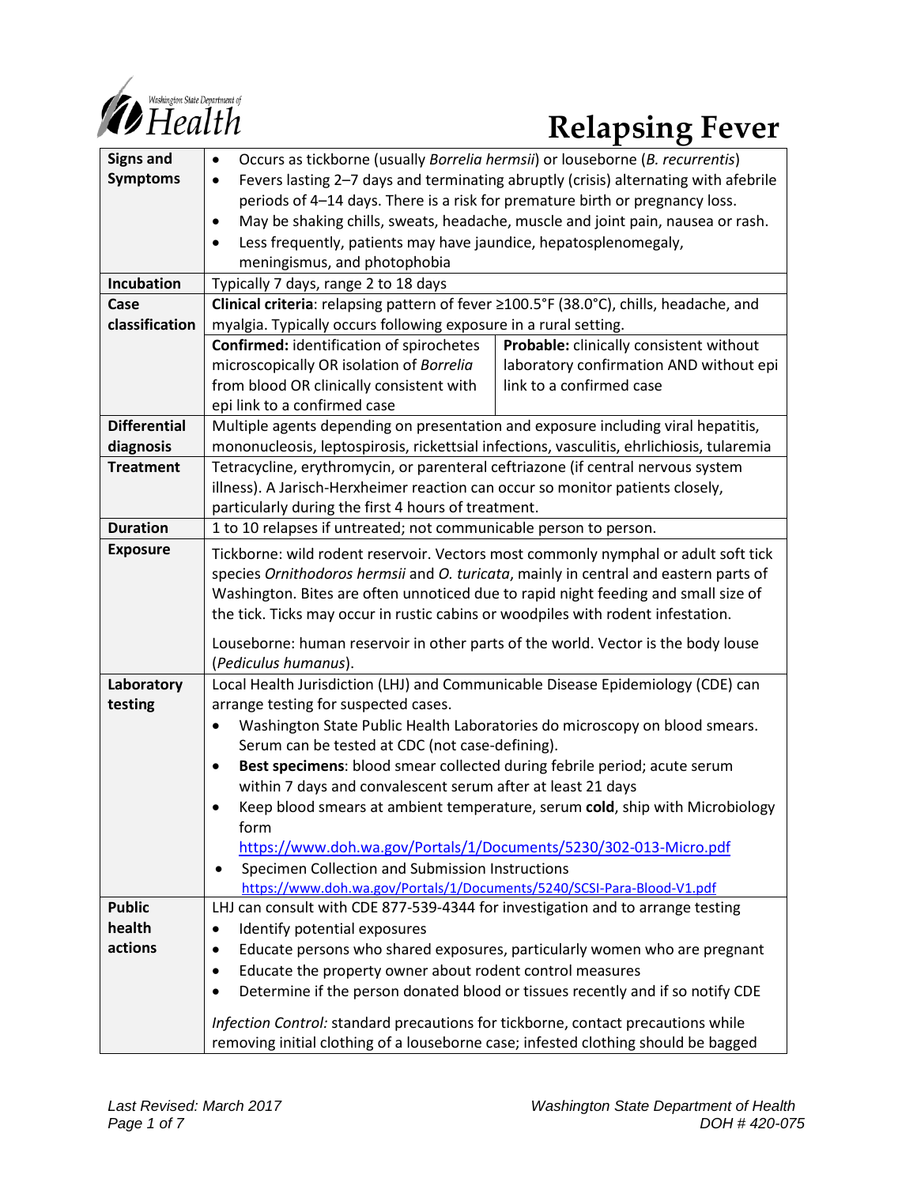# Relapsing Fever

| | |
|---|---|
| **Signs and Symptoms** | • Occurs as tickborne (usually *Borrelia hermsii*) or louseborne (*B. recurrentis*)<br>• Fevers lasting 2–7 days and terminating abruptly (crisis) alternating with afebrile periods of 4–14 days. There is a risk for premature birth or pregnancy loss.<br>• May be shaking chills, sweats, headache, muscle and joint pain, nausea or rash.<br>• Less frequently, patients may have jaundice, hepatosplenomegaly, meningismus, and photophobia |
| **Incubation** | Typically 7 days, range 2 to 18 days |
| **Case classification** | **Clinical criteria**: relapsing pattern of fever ≥100.5°F (38.0°C), chills, headache, and myalgia. Typically occurs following exposure in a rural setting.<br>**Confirmed:** identification of spirochetes microscopically OR isolation of *Borrelia* from blood OR clinically consistent with epi link to a confirmed case<br>**Probable:** clinically consistent without laboratory confirmation AND without epi link to a confirmed case |
| **Differential diagnosis** | Multiple agents depending on presentation and exposure including viral hepatitis, mononucleosis, leptospirosis, rickettsial infections, vasculitis, ehrlichiosis, tularemia |
| **Treatment** | Tetracycline, erythromycin, or parenteral ceftriazone (if central nervous system illness). A Jarisch-Herxheimer reaction can occur so monitor patients closely, particularly during the first 4 hours of treatment. |
| **Duration** | 1 to 10 relapses if untreated; not communicable person to person. |
| **Exposure** | Tickborne: wild rodent reservoir. Vectors most commonly nymphal or adult soft tick species *Ornithodoros hermsii* and *O. turicata*, mainly in central and eastern parts of Washington. Bites are often unnoticed due to rapid night feeding and small size of the tick. Ticks may occur in rustic cabins or woodpiles with rodent infestation.<br><br>Louseborne: human reservoir in other parts of the world. Vector is the body louse (*Pediculus humanus*). |
| **Laboratory testing** | Local Health Jurisdiction (LHJ) and Communicable Disease Epidemiology (CDE) can arrange testing for suspected cases.<br>• Washington State Public Health Laboratories do microscopy on blood smears. Serum can be tested at CDC (not case-defining).<br>• **Best specimens**: blood smear collected during febrile period; acute serum within 7 days and convalescent serum after at least 21 days<br>• Keep blood smears at ambient temperature, serum **cold**, ship with Microbiology form https://www.doh.wa.gov/Portals/1/Documents/5230/302-013-Micro.pdf<br>• Specimen Collection and Submission Instructions https://www.doh.wa.gov/Portals/1/Documents/5240/SCSI-Para-Blood-V1.pdf |
| **Public health actions** | LHJ can consult with CDE 877-539-4344 for investigation and to arrange testing<br>• Identify potential exposures<br>• Educate persons who shared exposures, particularly women who are pregnant<br>• Educate the property owner about rodent control measures<br>• Determine if the person donated blood or tissues recently and if so notify CDE<br><br>*Infection Control:* standard precautions for tickborne, contact precautions while removing initial clothing of a louseborne case; infested clothing should be bagged |

*Last Revised: March 2017*

*Washington State Department of Health*
*DOH # 420-075*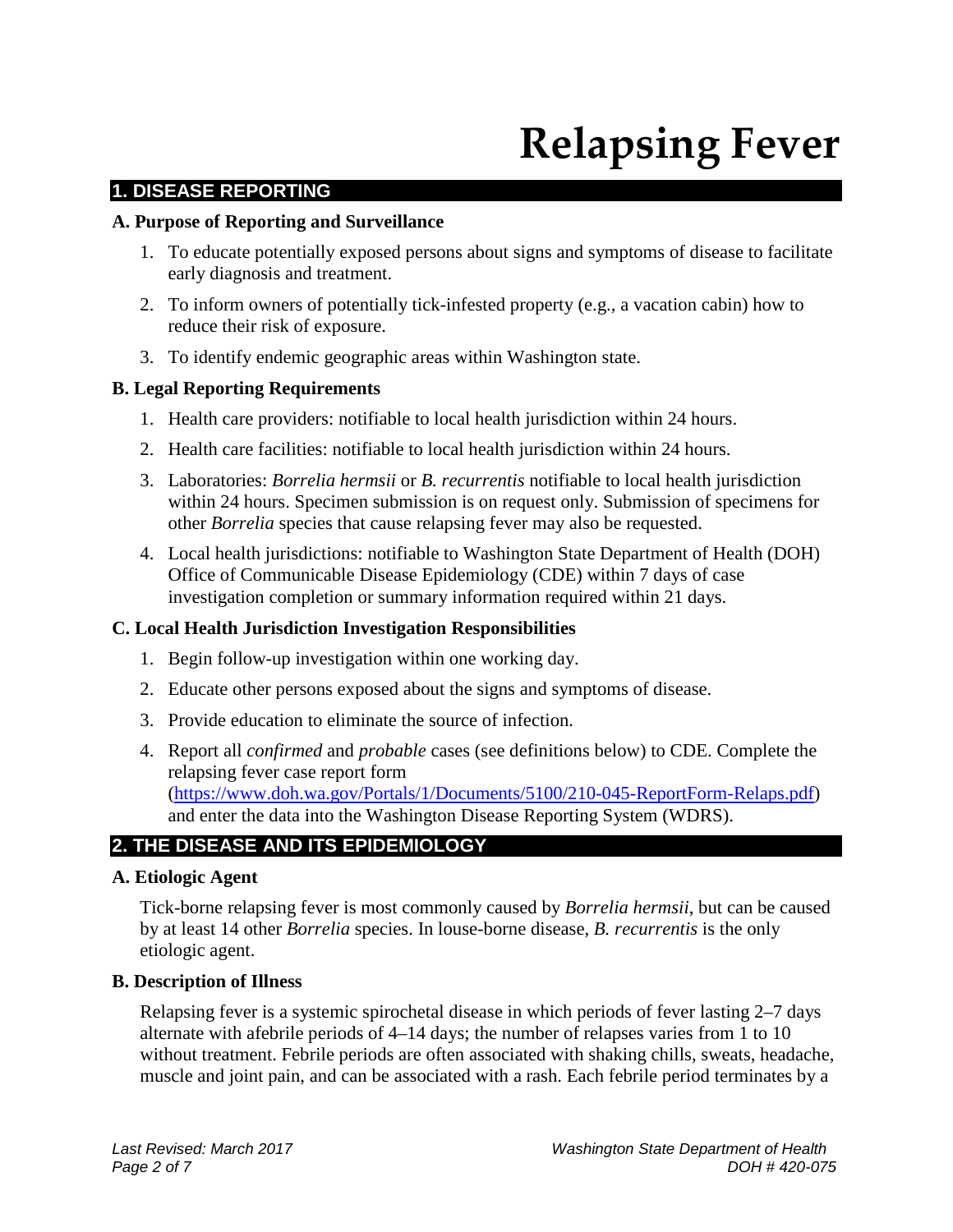# Relapsing Fever

## 1. DISEASE REPORTING

### A. Purpose of Reporting and Surveillance

1. To educate potentially exposed persons about signs and symptoms of disease to facilitate early diagnosis and treatment.
2. To inform owners of potentially tick-infested property (e.g., a vacation cabin) how to reduce their risk of exposure.
3. To identify endemic geographic areas within Washington state.

### B. Legal Reporting Requirements

1. Health care providers: notifiable to local health jurisdiction within 24 hours.
2. Health care facilities: notifiable to local health jurisdiction within 24 hours.
3. Laboratories: *Borrelia hermsii* or *B. recurrentis* notifiable to local health jurisdiction within 24 hours. Specimen submission is on request only. Submission of specimens for other *Borrelia* species that cause relapsing fever may also be requested.
4. Local health jurisdictions: notifiable to Washington State Department of Health (DOH) Office of Communicable Disease Epidemiology (CDE) within 7 days of case investigation completion or summary information required within 21 days.

### C. Local Health Jurisdiction Investigation Responsibilities

1. Begin follow-up investigation within one working day.
2. Educate other persons exposed about the signs and symptoms of disease.
3. Provide education to eliminate the source of infection.
4. Report all *confirmed* and *probable* cases (see definitions below) to CDE. Complete the relapsing fever case report form (https://www.doh.wa.gov/Portals/1/Documents/5100/210-045-ReportForm-Relaps.pdf) and enter the data into the Washington Disease Reporting System (WDRS).

## 2. THE DISEASE AND ITS EPIDEMIOLOGY

### A. Etiologic Agent

Tick-borne relapsing fever is most commonly caused by *Borrelia hermsii*, but can be caused by at least 14 other *Borrelia* species. In louse-borne disease, *B. recurrentis* is the only etiologic agent.

### B. Description of Illness

Relapsing fever is a systemic spirochetal disease in which periods of fever lasting 2–7 days alternate with afebrile periods of 4–14 days; the number of relapses varies from 1 to 10 without treatment. Febrile periods are often associated with shaking chills, sweats, headache, muscle and joint pain, and can be associated with a rash. Each febrile period terminates by a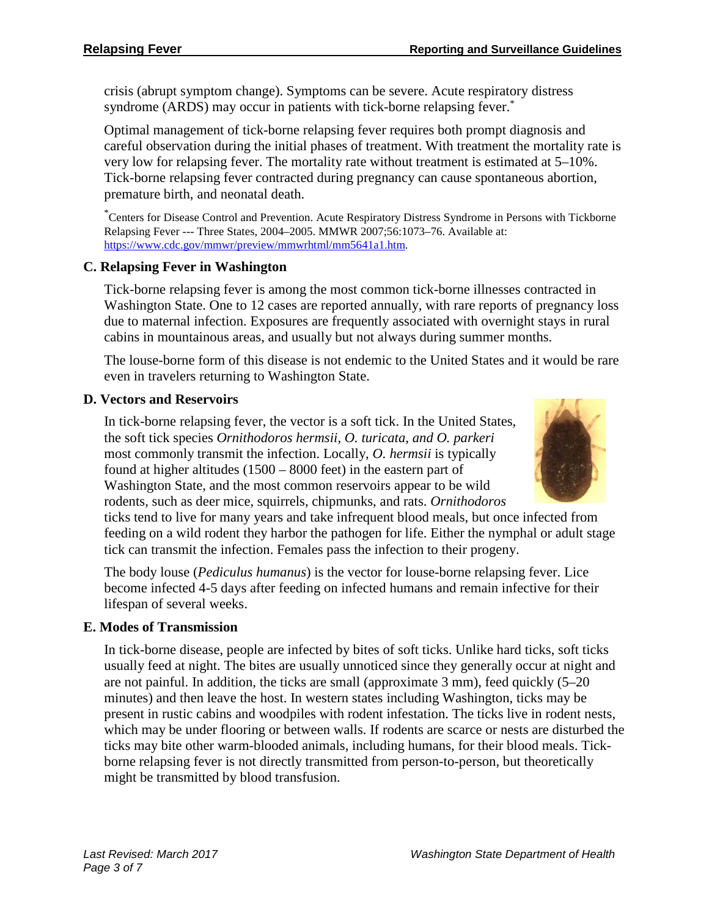crisis (abrupt symptom change). Symptoms can be severe. Acute respiratory distress syndrome (ARDS) may occur in patients with tick-borne relapsing fever.*

Optimal management of tick-borne relapsing fever requires both prompt diagnosis and careful observation during the initial phases of treatment. With treatment the mortality rate is very low for relapsing fever. The mortality rate without treatment is estimated at 5–10%. Tick-borne relapsing fever contracted during pregnancy can cause spontaneous abortion, premature birth, and neonatal death.

*Centers for Disease Control and Prevention. Acute Respiratory Distress Syndrome in Persons with Tickborne Relapsing Fever --- Three States, 2004–2005. MMWR 2007;56:1073–76. Available at: https://www.cdc.gov/mmwr/preview/mmwrhtml/mm5641a1.htm.

### C. Relapsing Fever in Washington

Tick-borne relapsing fever is among the most common tick-borne illnesses contracted in Washington State. One to 12 cases are reported annually, with rare reports of pregnancy loss due to maternal infection. Exposures are frequently associated with overnight stays in rural cabins in mountainous areas, and usually but not always during summer months.

The louse-borne form of this disease is not endemic to the United States and it would be rare even in travelers returning to Washington State.

### D. Vectors and Reservoirs

In tick-borne relapsing fever, the vector is a soft tick. In the United States, the soft tick species *Ornithodoros hermsii*, *O. turicata, and O. parkeri* most commonly transmit the infection. Locally, *O. hermsii* is typically found at higher altitudes (1500 – 8000 feet) in the eastern part of Washington State, and the most common reservoirs appear to be wild rodents, such as deer mice, squirrels, chipmunks, and rats. *Ornithodoros* ticks tend to live for many years and take infrequent blood meals, but once infected from feeding on a wild rodent they harbor the pathogen for life. Either the nymphal or adult stage tick can transmit the infection. Females pass the infection to their progeny.

The body louse (*Pediculus humanus*) is the vector for louse-borne relapsing fever. Lice become infected 4-5 days after feeding on infected humans and remain infective for their lifespan of several weeks.

### E. Modes of Transmission

In tick-borne disease, people are infected by bites of soft ticks. Unlike hard ticks, soft ticks usually feed at night. The bites are usually unnoticed since they generally occur at night and are not painful. In addition, the ticks are small (approximate 3 mm), feed quickly (5–20 minutes) and then leave the host. In western states including Washington, ticks may be present in rustic cabins and woodpiles with rodent infestation. The ticks live in rodent nests, which may be under flooring or between walls. If rodents are scarce or nests are disturbed the ticks may bite other warm-blooded animals, including humans, for their blood meals. Tick-borne relapsing fever is not directly transmitted from person-to-person, but theoretically might be transmitted by blood transfusion.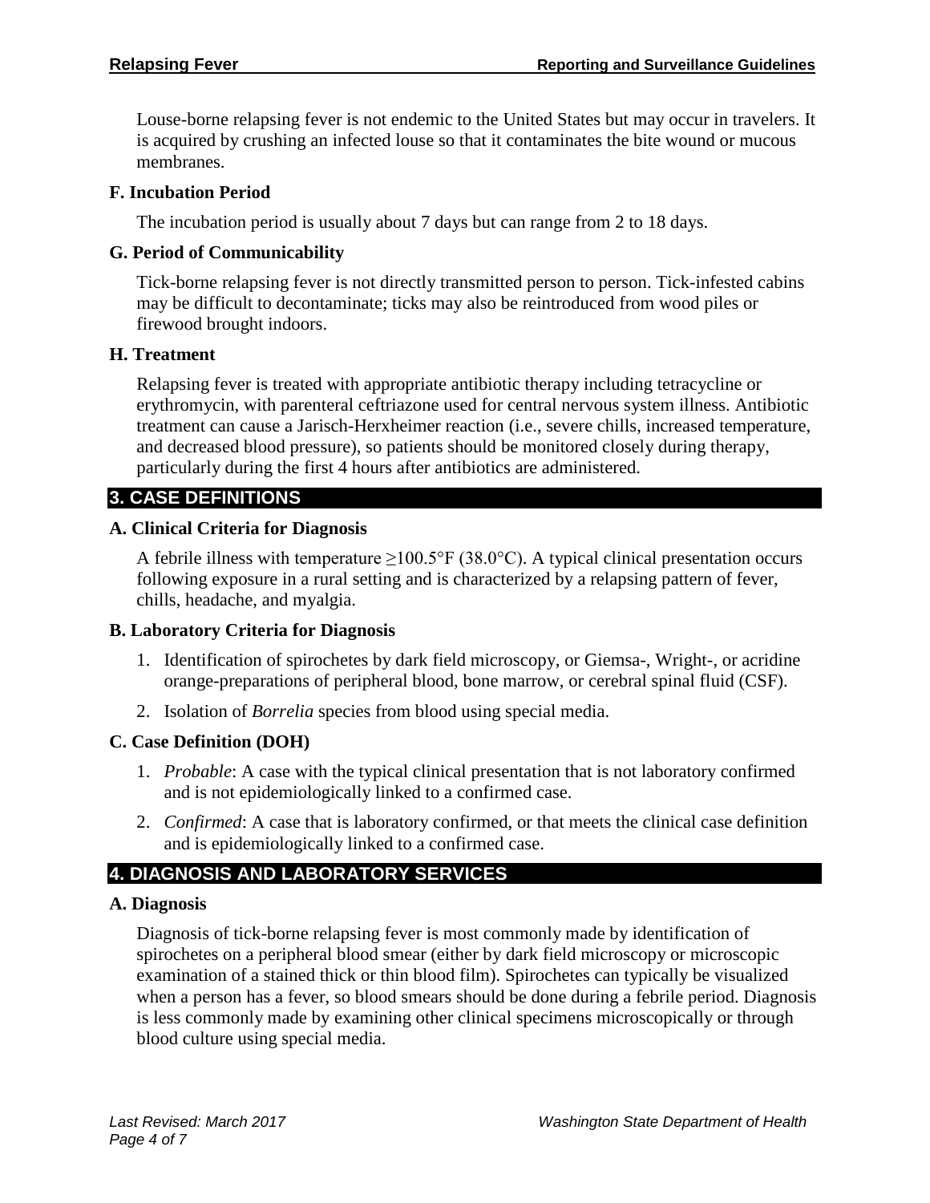Louse-borne relapsing fever is not endemic to the United States but may occur in travelers. It is acquired by crushing an infected louse so that it contaminates the bite wound or mucous membranes.

### F. Incubation Period

The incubation period is usually about 7 days but can range from 2 to 18 days.

### G. Period of Communicability

Tick-borne relapsing fever is not directly transmitted person to person. Tick-infested cabins may be difficult to decontaminate; ticks may also be reintroduced from wood piles or firewood brought indoors.

### H. Treatment

Relapsing fever is treated with appropriate antibiotic therapy including tetracycline or erythromycin, with parenteral ceftriazone used for central nervous system illness. Antibiotic treatment can cause a Jarisch-Herxheimer reaction (i.e., severe chills, increased temperature, and decreased blood pressure), so patients should be monitored closely during therapy, particularly during the first 4 hours after antibiotics are administered.

## 3. CASE DEFINITIONS

### A. Clinical Criteria for Diagnosis

A febrile illness with temperature ≥100.5°F (38.0°C). A typical clinical presentation occurs following exposure in a rural setting and is characterized by a relapsing pattern of fever, chills, headache, and myalgia.

### B. Laboratory Criteria for Diagnosis

1. Identification of spirochetes by dark field microscopy, or Giemsa-, Wright-, or acridine orange-preparations of peripheral blood, bone marrow, or cerebral spinal fluid (CSF).
2. Isolation of *Borrelia* species from blood using special media.

### C. Case Definition (DOH)

1. *Probable*: A case with the typical clinical presentation that is not laboratory confirmed and is not epidemiologically linked to a confirmed case.
2. *Confirmed*: A case that is laboratory confirmed, or that meets the clinical case definition and is epidemiologically linked to a confirmed case.

## 4. DIAGNOSIS AND LABORATORY SERVICES

### A. Diagnosis

Diagnosis of tick-borne relapsing fever is most commonly made by identification of spirochetes on a peripheral blood smear (either by dark field microscopy or microscopic examination of a stained thick or thin blood film). Spirochetes can typically be visualized when a person has a fever, so blood smears should be done during a febrile period. Diagnosis is less commonly made by examining other clinical specimens microscopically or through blood culture using special media.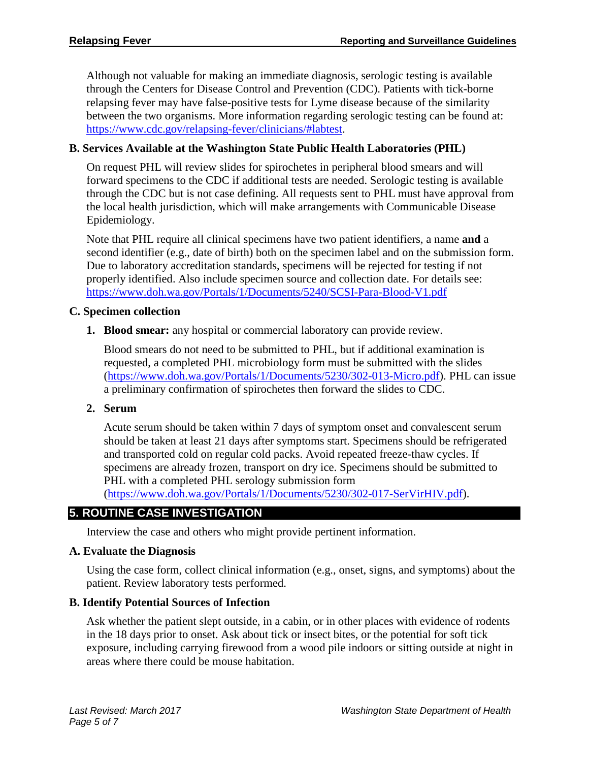Although not valuable for making an immediate diagnosis, serologic testing is available through the Centers for Disease Control and Prevention (CDC). Patients with tick-borne relapsing fever may have false-positive tests for Lyme disease because of the similarity between the two organisms. More information regarding serologic testing can be found at: https://www.cdc.gov/relapsing-fever/clinicians/#labtest.

### B. Services Available at the Washington State Public Health Laboratories (PHL)

On request PHL will review slides for spirochetes in peripheral blood smears and will forward specimens to the CDC if additional tests are needed. Serologic testing is available through the CDC but is not case defining. All requests sent to PHL must have approval from the local health jurisdiction, which will make arrangements with Communicable Disease Epidemiology.

Note that PHL require all clinical specimens have two patient identifiers, a name **and** a second identifier (e.g., date of birth) both on the specimen label and on the submission form. Due to laboratory accreditation standards, specimens will be rejected for testing if not properly identified. Also include specimen source and collection date. For details see: https://www.doh.wa.gov/Portals/1/Documents/5240/SCSI-Para-Blood-V1.pdf

### C. Specimen collection

1. **Blood smear:** any hospital or commercial laboratory can provide review.

   Blood smears do not need to be submitted to PHL, but if additional examination is requested, a completed PHL microbiology form must be submitted with the slides (https://www.doh.wa.gov/Portals/1/Documents/5230/302-013-Micro.pdf). PHL can issue a preliminary confirmation of spirochetes then forward the slides to CDC.

2. **Serum**

   Acute serum should be taken within 7 days of symptom onset and convalescent serum should be taken at least 21 days after symptoms start. Specimens should be refrigerated and transported cold on regular cold packs. Avoid repeated freeze-thaw cycles. If specimens are already frozen, transport on dry ice. Specimens should be submitted to PHL with a completed PHL serology submission form (https://www.doh.wa.gov/Portals/1/Documents/5230/302-017-SerVirHIV.pdf).

## 5. ROUTINE CASE INVESTIGATION

Interview the case and others who might provide pertinent information.

### A. Evaluate the Diagnosis

Using the case form, collect clinical information (e.g., onset, signs, and symptoms) about the patient. Review laboratory tests performed.

### B. Identify Potential Sources of Infection

Ask whether the patient slept outside, in a cabin, or in other places with evidence of rodents in the 18 days prior to onset. Ask about tick or insect bites, or the potential for soft tick exposure, including carrying firewood from a wood pile indoors or sitting outside at night in areas where there could be mouse habitation.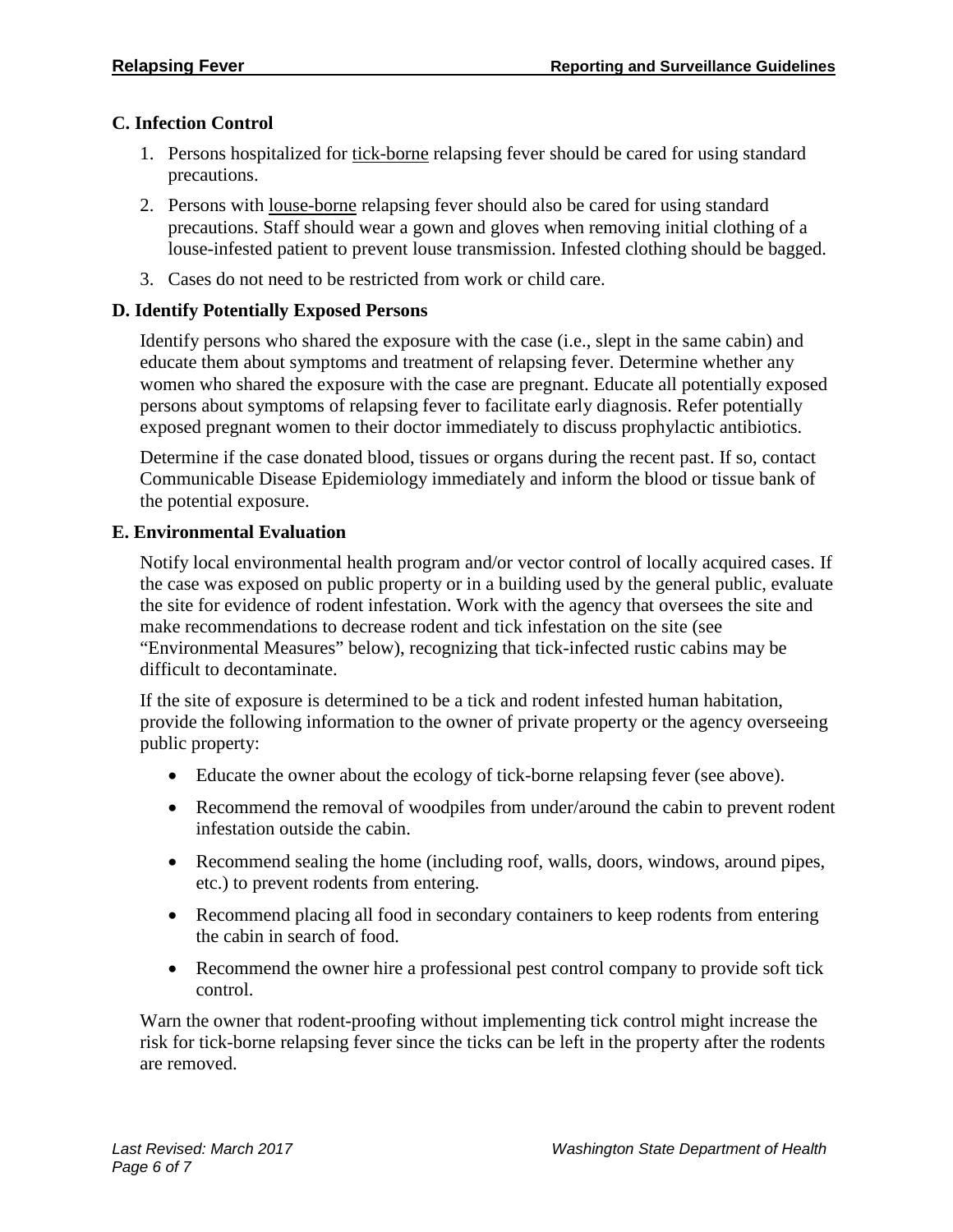### C. Infection Control

1. Persons hospitalized for tick-borne relapsing fever should be cared for using standard precautions.
2. Persons with louse-borne relapsing fever should also be cared for using standard precautions. Staff should wear a gown and gloves when removing initial clothing of a louse-infested patient to prevent louse transmission. Infested clothing should be bagged.
3. Cases do not need to be restricted from work or child care.

### D. Identify Potentially Exposed Persons

Identify persons who shared the exposure with the case (i.e., slept in the same cabin) and educate them about symptoms and treatment of relapsing fever. Determine whether any women who shared the exposure with the case are pregnant. Educate all potentially exposed persons about symptoms of relapsing fever to facilitate early diagnosis. Refer potentially exposed pregnant women to their doctor immediately to discuss prophylactic antibiotics.

Determine if the case donated blood, tissues or organs during the recent past. If so, contact Communicable Disease Epidemiology immediately and inform the blood or tissue bank of the potential exposure.

### E. Environmental Evaluation

Notify local environmental health program and/or vector control of locally acquired cases. If the case was exposed on public property or in a building used by the general public, evaluate the site for evidence of rodent infestation. Work with the agency that oversees the site and make recommendations to decrease rodent and tick infestation on the site (see "Environmental Measures" below), recognizing that tick-infected rustic cabins may be difficult to decontaminate.

If the site of exposure is determined to be a tick and rodent infested human habitation, provide the following information to the owner of private property or the agency overseeing public property:

- Educate the owner about the ecology of tick-borne relapsing fever (see above).
- Recommend the removal of woodpiles from under/around the cabin to prevent rodent infestation outside the cabin.
- Recommend sealing the home (including roof, walls, doors, windows, around pipes, etc.) to prevent rodents from entering.
- Recommend placing all food in secondary containers to keep rodents from entering the cabin in search of food.
- Recommend the owner hire a professional pest control company to provide soft tick control.

Warn the owner that rodent-proofing without implementing tick control might increase the risk for tick-borne relapsing fever since the ticks can be left in the property after the rodents are removed.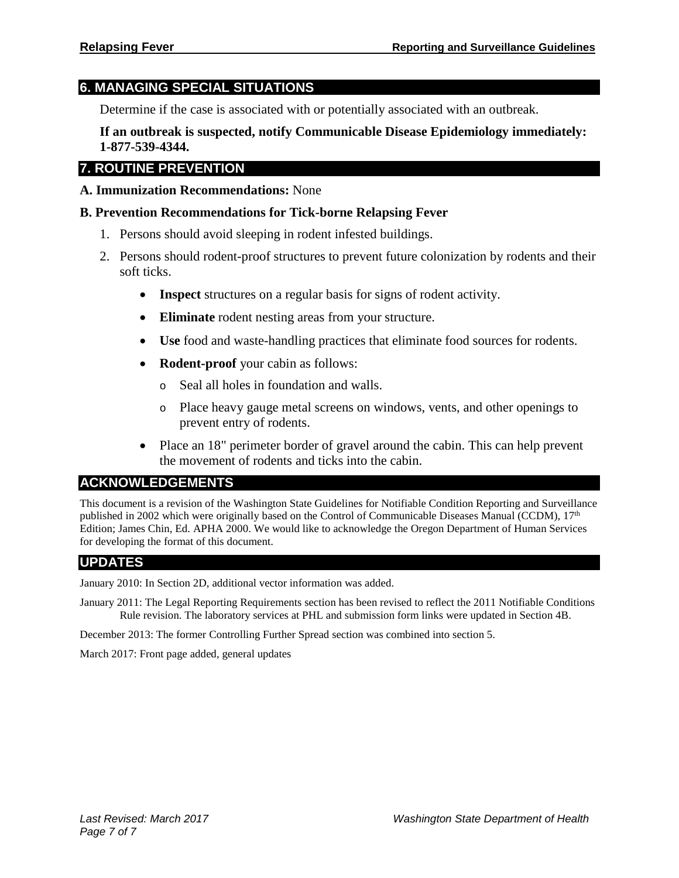## 6. MANAGING SPECIAL SITUATIONS

Determine if the case is associated with or potentially associated with an outbreak.

**If an outbreak is suspected, notify Communicable Disease Epidemiology immediately: 1-877-539-4344.**

## 7. ROUTINE PREVENTION

**A. Immunization Recommendations:** None

**B. Prevention Recommendations for Tick-borne Relapsing Fever**

1. Persons should avoid sleeping in rodent infested buildings.
2. Persons should rodent-proof structures to prevent future colonization by rodents and their soft ticks.
   - **Inspect** structures on a regular basis for signs of rodent activity.
   - **Eliminate** rodent nesting areas from your structure.
   - **Use** food and waste-handling practices that eliminate food sources for rodents.
   - **Rodent-proof** your cabin as follows:
     - Seal all holes in foundation and walls.
     - Place heavy gauge metal screens on windows, vents, and other openings to prevent entry of rodents.
   - Place an 18" perimeter border of gravel around the cabin. This can help prevent the movement of rodents and ticks into the cabin.

## ACKNOWLEDGEMENTS

This document is a revision of the Washington State Guidelines for Notifiable Condition Reporting and Surveillance published in 2002 which were originally based on the Control of Communicable Diseases Manual (CCDM), 17th Edition; James Chin, Ed. APHA 2000. We would like to acknowledge the Oregon Department of Human Services for developing the format of this document.

## UPDATES

January 2010: In Section 2D, additional vector information was added.

January 2011: The Legal Reporting Requirements section has been revised to reflect the 2011 Notifiable Conditions Rule revision. The laboratory services at PHL and submission form links were updated in Section 4B.

December 2013: The former Controlling Further Spread section was combined into section 5.

March 2017: Front page added, general updates